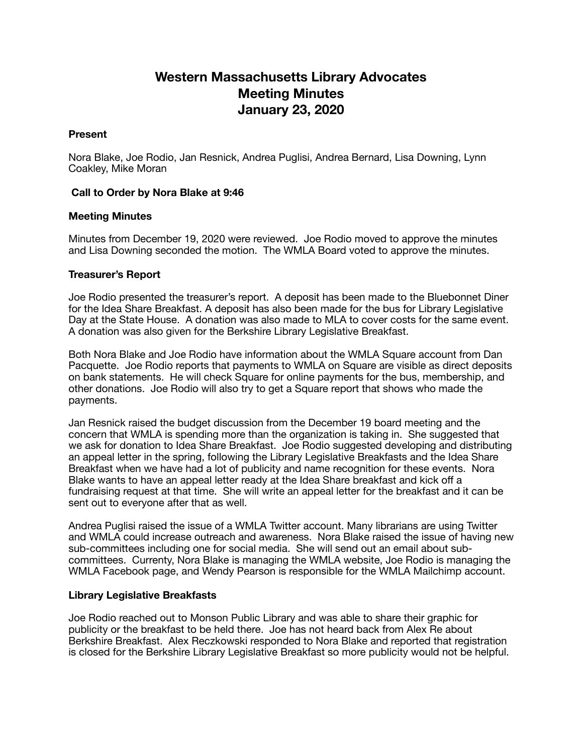# Western Massachusetts Library Advocates
# Meeting Minutes
# January 23, 2020

**Present**

Nora Blake, Joe Rodio, Jan Resnick, Andrea Puglisi, Andrea Bernard, Lisa Downing, Lynn Coakley, Mike Moran

**Call to Order by Nora Blake at 9:46**

**Meeting Minutes**

Minutes from December 19, 2020 were reviewed. Joe Rodio moved to approve the minutes and Lisa Downing seconded the motion. The WMLA Board voted to approve the minutes.

**Treasurer's Report**

Joe Rodio presented the treasurer's report. A deposit has been made to the Bluebonnet Diner for the Idea Share Breakfast. A deposit has also been made for the bus for Library Legislative Day at the State House. A donation was also made to MLA to cover costs for the same event. A donation was also given for the Berkshire Library Legislative Breakfast.

Both Nora Blake and Joe Rodio have information about the WMLA Square account from Dan Pacquette. Joe Rodio reports that payments to WMLA on Square are visible as direct deposits on bank statements. He will check Square for online payments for the bus, membership, and other donations. Joe Rodio will also try to get a Square report that shows who made the payments.

Jan Resnick raised the budget discussion from the December 19 board meeting and the concern that WMLA is spending more than the organization is taking in. She suggested that we ask for donation to Idea Share Breakfast. Joe Rodio suggested developing and distributing an appeal letter in the spring, following the Library Legislative Breakfasts and the Idea Share Breakfast when we have had a lot of publicity and name recognition for these events. Nora Blake wants to have an appeal letter ready at the Idea Share breakfast and kick off a fundraising request at that time. She will write an appeal letter for the breakfast and it can be sent out to everyone after that as well.

Andrea Puglisi raised the issue of a WMLA Twitter account. Many librarians are using Twitter and WMLA could increase outreach and awareness. Nora Blake raised the issue of having new sub-committees including one for social media. She will send out an email about sub-committees. Currenty, Nora Blake is managing the WMLA website, Joe Rodio is managing the WMLA Facebook page, and Wendy Pearson is responsible for the WMLA Mailchimp account.

**Library Legislative Breakfasts**

Joe Rodio reached out to Monson Public Library and was able to share their graphic for publicity or the breakfast to be held there. Joe has not heard back from Alex Re about Berkshire Breakfast. Alex Reczkowski responded to Nora Blake and reported that registration is closed for the Berkshire Library Legislative Breakfast so more publicity would not be helpful.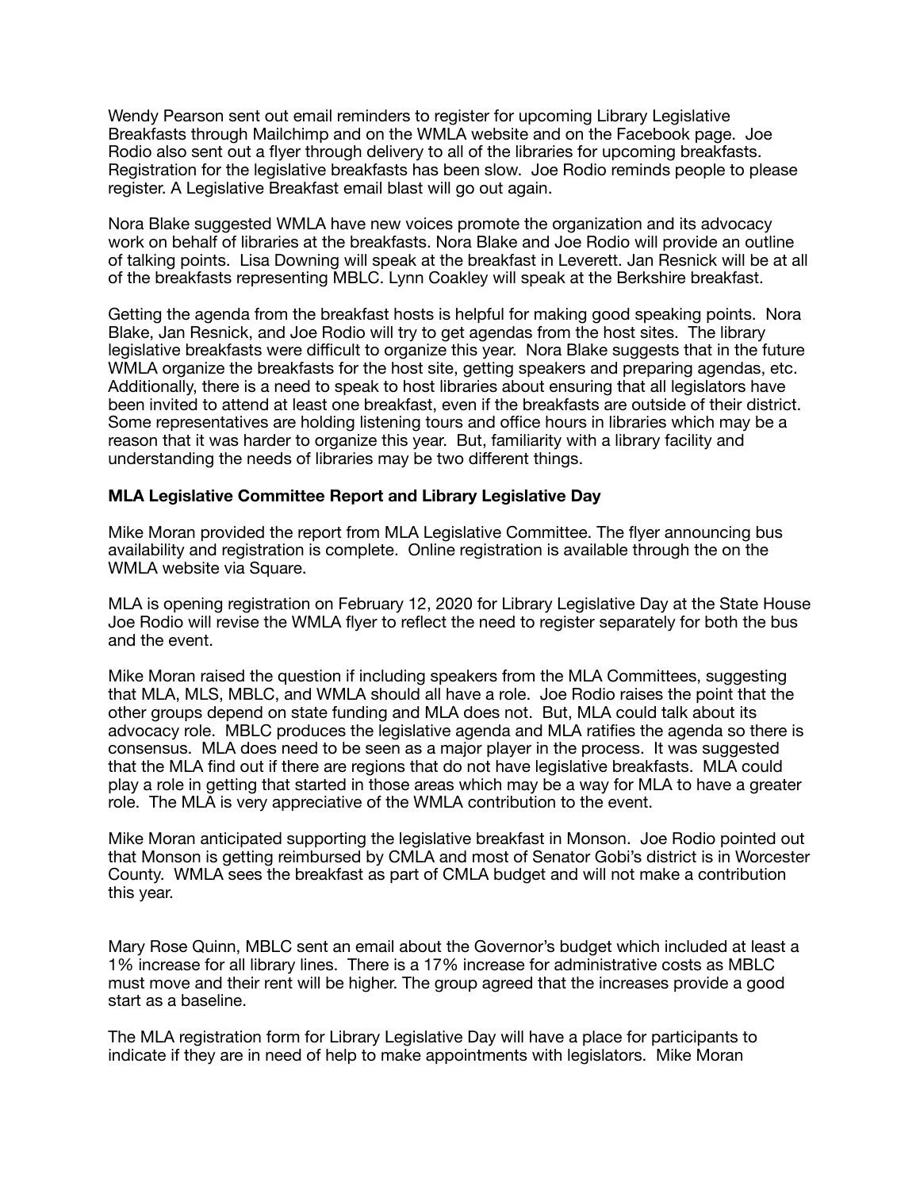Wendy Pearson sent out email reminders to register for upcoming Library Legislative Breakfasts through Mailchimp and on the WMLA website and on the Facebook page. Joe Rodio also sent out a flyer through delivery to all of the libraries for upcoming breakfasts. Registration for the legislative breakfasts has been slow. Joe Rodio reminds people to please register. A Legislative Breakfast email blast will go out again.

Nora Blake suggested WMLA have new voices promote the organization and its advocacy work on behalf of libraries at the breakfasts. Nora Blake and Joe Rodio will provide an outline of talking points. Lisa Downing will speak at the breakfast in Leverett. Jan Resnick will be at all of the breakfasts representing MBLC. Lynn Coakley will speak at the Berkshire breakfast.

Getting the agenda from the breakfast hosts is helpful for making good speaking points. Nora Blake, Jan Resnick, and Joe Rodio will try to get agendas from the host sites. The library legislative breakfasts were difficult to organize this year. Nora Blake suggests that in the future WMLA organize the breakfasts for the host site, getting speakers and preparing agendas, etc. Additionally, there is a need to speak to host libraries about ensuring that all legislators have been invited to attend at least one breakfast, even if the breakfasts are outside of their district. Some representatives are holding listening tours and office hours in libraries which may be a reason that it was harder to organize this year. But, familiarity with a library facility and understanding the needs of libraries may be two different things.

**MLA Legislative Committee Report and Library Legislative Day**

Mike Moran provided the report from MLA Legislative Committee. The flyer announcing bus availability and registration is complete. Online registration is available through the on the WMLA website via Square.

MLA is opening registration on February 12, 2020 for Library Legislative Day at the State House Joe Rodio will revise the WMLA flyer to reflect the need to register separately for both the bus and the event.

Mike Moran raised the question if including speakers from the MLA Committees, suggesting that MLA, MLS, MBLC, and WMLA should all have a role. Joe Rodio raises the point that the other groups depend on state funding and MLA does not. But, MLA could talk about its advocacy role. MBLC produces the legislative agenda and MLA ratifies the agenda so there is consensus. MLA does need to be seen as a major player in the process. It was suggested that the MLA find out if there are regions that do not have legislative breakfasts. MLA could play a role in getting that started in those areas which may be a way for MLA to have a greater role. The MLA is very appreciative of the WMLA contribution to the event.

Mike Moran anticipated supporting the legislative breakfast in Monson. Joe Rodio pointed out that Monson is getting reimbursed by CMLA and most of Senator Gobi's district is in Worcester County. WMLA sees the breakfast as part of CMLA budget and will not make a contribution this year.

Mary Rose Quinn, MBLC sent an email about the Governor's budget which included at least a 1% increase for all library lines. There is a 17% increase for administrative costs as MBLC must move and their rent will be higher. The group agreed that the increases provide a good start as a baseline.

The MLA registration form for Library Legislative Day will have a place for participants to indicate if they are in need of help to make appointments with legislators. Mike Moran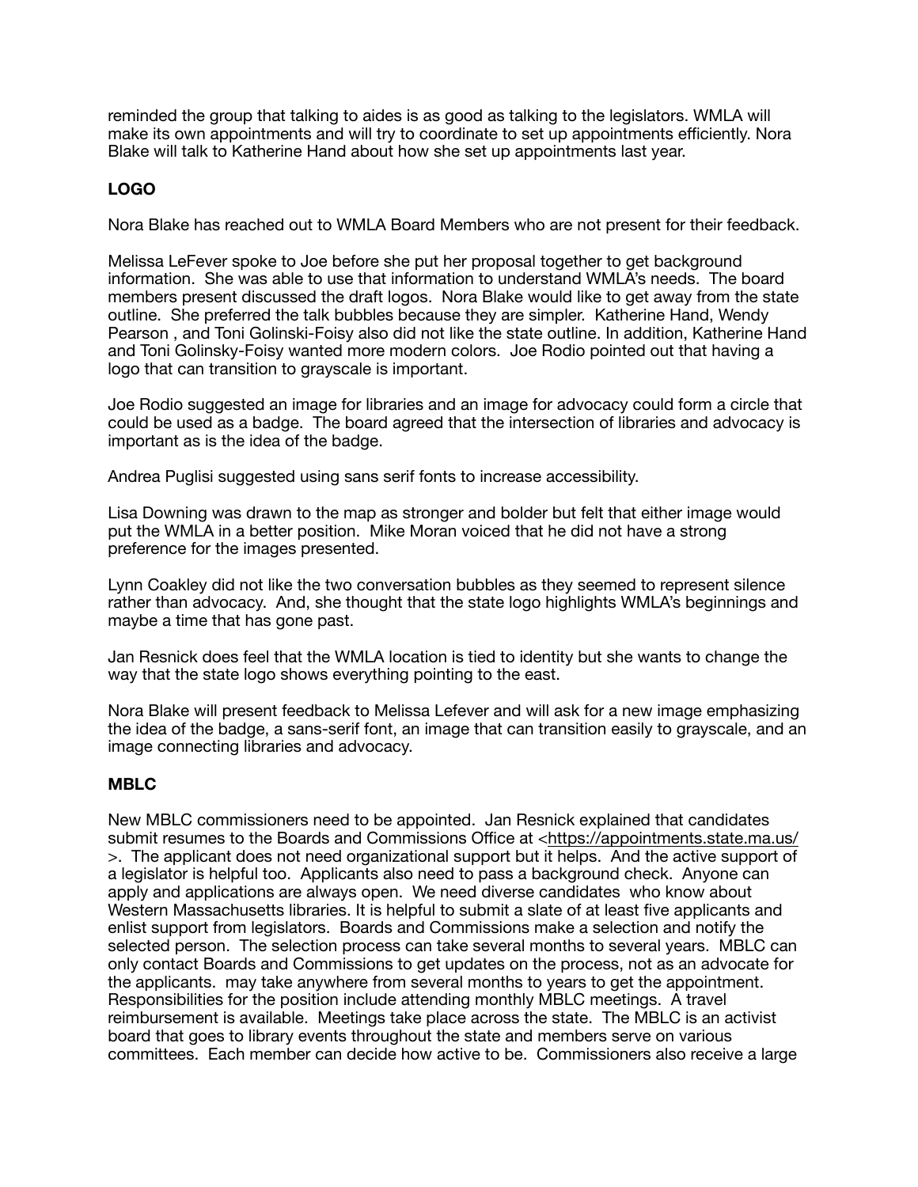reminded the group that talking to aides is as good as talking to the legislators. WMLA will make its own appointments and will try to coordinate to set up appointments efficiently. Nora Blake will talk to Katherine Hand about how she set up appointments last year.

## LOGO

Nora Blake has reached out to WMLA Board Members who are not present for their feedback.

Melissa LeFever spoke to Joe before she put her proposal together to get background information. She was able to use that information to understand WMLA's needs. The board members present discussed the draft logos. Nora Blake would like to get away from the state outline. She preferred the talk bubbles because they are simpler. Katherine Hand, Wendy Pearson , and Toni Golinski-Foisy also did not like the state outline. In addition, Katherine Hand and Toni Golinsky-Foisy wanted more modern colors. Joe Rodio pointed out that having a logo that can transition to grayscale is important.

Joe Rodio suggested an image for libraries and an image for advocacy could form a circle that could be used as a badge. The board agreed that the intersection of libraries and advocacy is important as is the idea of the badge.

Andrea Puglisi suggested using sans serif fonts to increase accessibility.

Lisa Downing was drawn to the map as stronger and bolder but felt that either image would put the WMLA in a better position. Mike Moran voiced that he did not have a strong preference for the images presented.

Lynn Coakley did not like the two conversation bubbles as they seemed to represent silence rather than advocacy. And, she thought that the state logo highlights WMLA's beginnings and maybe a time that has gone past.

Jan Resnick does feel that the WMLA location is tied to identity but she wants to change the way that the state logo shows everything pointing to the east.

Nora Blake will present feedback to Melissa Lefever and will ask for a new image emphasizing the idea of the badge, a sans-serif font, an image that can transition easily to grayscale, and an image connecting libraries and advocacy.

## MBLC

New MBLC commissioners need to be appointed. Jan Resnick explained that candidates submit resumes to the Boards and Commissions Office at <https://appointments.state.ma.us/ >. The applicant does not need organizational support but it helps. And the active support of a legislator is helpful too. Applicants also need to pass a background check. Anyone can apply and applications are always open. We need diverse candidates who know about Western Massachusetts libraries. It is helpful to submit a slate of at least five applicants and enlist support from legislators. Boards and Commissions make a selection and notify the selected person. The selection process can take several months to several years. MBLC can only contact Boards and Commissions to get updates on the process, not as an advocate for the applicants. may take anywhere from several months to years to get the appointment. Responsibilities for the position include attending monthly MBLC meetings. A travel reimbursement is available. Meetings take place across the state. The MBLC is an activist board that goes to library events throughout the state and members serve on various committees. Each member can decide how active to be. Commissioners also receive a large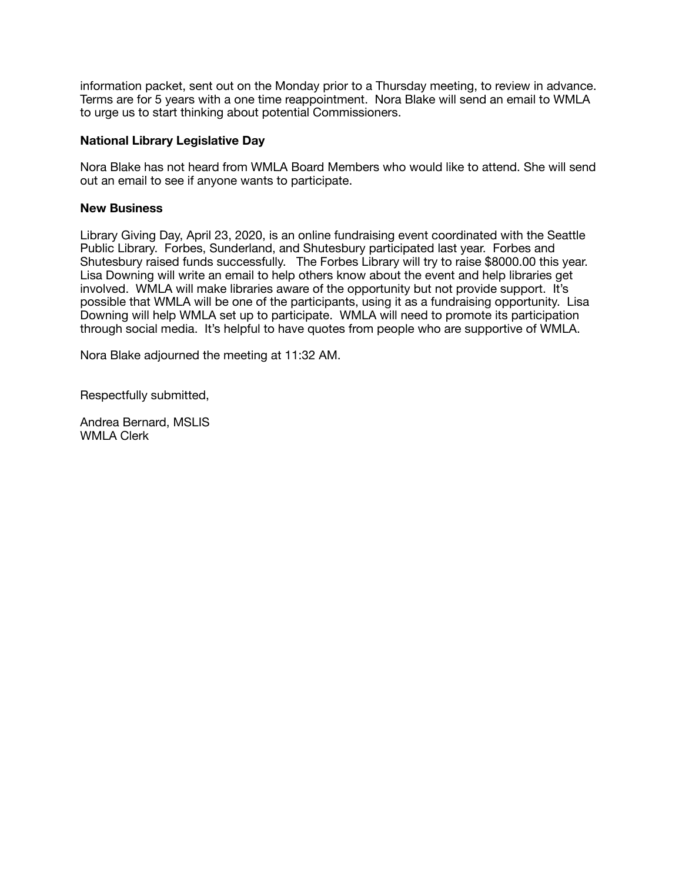information packet, sent out on the Monday prior to a Thursday meeting, to review in advance. Terms are for 5 years with a one time reappointment. Nora Blake will send an email to WMLA to urge us to start thinking about potential Commissioners.

**National Library Legislative Day**

Nora Blake has not heard from WMLA Board Members who would like to attend. She will send out an email to see if anyone wants to participate.

**New Business**

Library Giving Day, April 23, 2020, is an online fundraising event coordinated with the Seattle Public Library. Forbes, Sunderland, and Shutesbury participated last year. Forbes and Shutesbury raised funds successfully. The Forbes Library will try to raise $8000.00 this year. Lisa Downing will write an email to help others know about the event and help libraries get involved. WMLA will make libraries aware of the opportunity but not provide support. It's possible that WMLA will be one of the participants, using it as a fundraising opportunity. Lisa Downing will help WMLA set up to participate. WMLA will need to promote its participation through social media. It's helpful to have quotes from people who are supportive of WMLA.

Nora Blake adjourned the meeting at 11:32 AM.

Respectfully submitted,

Andrea Bernard, MSLIS
WMLA Clerk